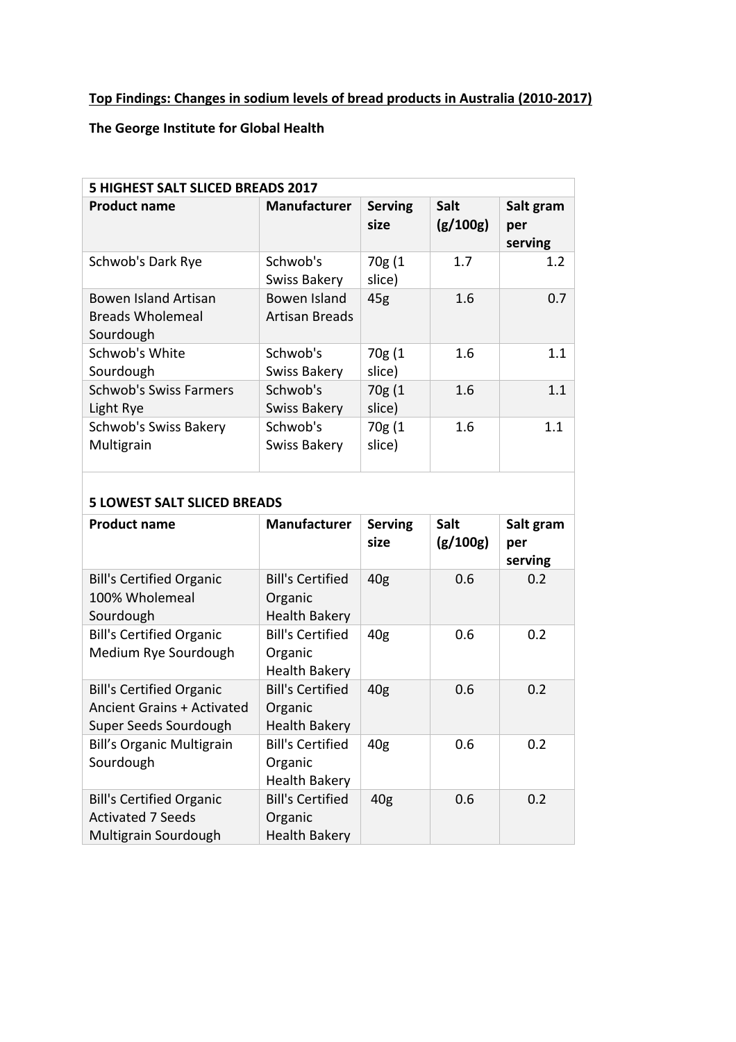**Top Findings: Changes in sodium levels of bread products in Australia (2010-2017)**

**The George Institute for Global Health**

| **5 HIGHEST SALT SLICED BREADS 2017** | | | | |
|---|---|---|---|---|
| **Product name** | **Manufacturer** | **Serving size** | **Salt (g/100g)** | **Salt gram per serving** |
| Schwob's Dark Rye | Schwob's Swiss Bakery | 70g (1 slice) | 1.7 | 1.2 |
| Bowen Island Artisan Breads Wholemeal Sourdough | Bowen Island Artisan Breads | 45g | 1.6 | 0.7 |
| Schwob's White Sourdough | Schwob's Swiss Bakery | 70g (1 slice) | 1.6 | 1.1 |
| Schwob's Swiss Farmers Light Rye | Schwob's Swiss Bakery | 70g (1 slice) | 1.6 | 1.1 |
| Schwob's Swiss Bakery Multigrain | Schwob's Swiss Bakery | 70g (1 slice) | 1.6 | 1.1 |

| **5 LOWEST SALT SLICED BREADS** | | | | |
|---|---|---|---|---|
| **Product name** | **Manufacturer** | **Serving size** | **Salt (g/100g)** | **Salt gram per serving** |
| Bill's Certified Organic 100% Wholemeal Sourdough | Bill's Certified Organic Health Bakery | 40g | 0.6 | 0.2 |
| Bill's Certified Organic Medium Rye Sourdough | Bill's Certified Organic Health Bakery | 40g | 0.6 | 0.2 |
| Bill's Certified Organic Ancient Grains + Activated Super Seeds Sourdough | Bill's Certified Organic Health Bakery | 40g | 0.6 | 0.2 |
| Bill's Organic Multigrain Sourdough | Bill's Certified Organic Health Bakery | 40g | 0.6 | 0.2 |
| Bill's Certified Organic Activated 7 Seeds Multigrain Sourdough | Bill's Certified Organic Health Bakery | 40g | 0.6 | 0.2 |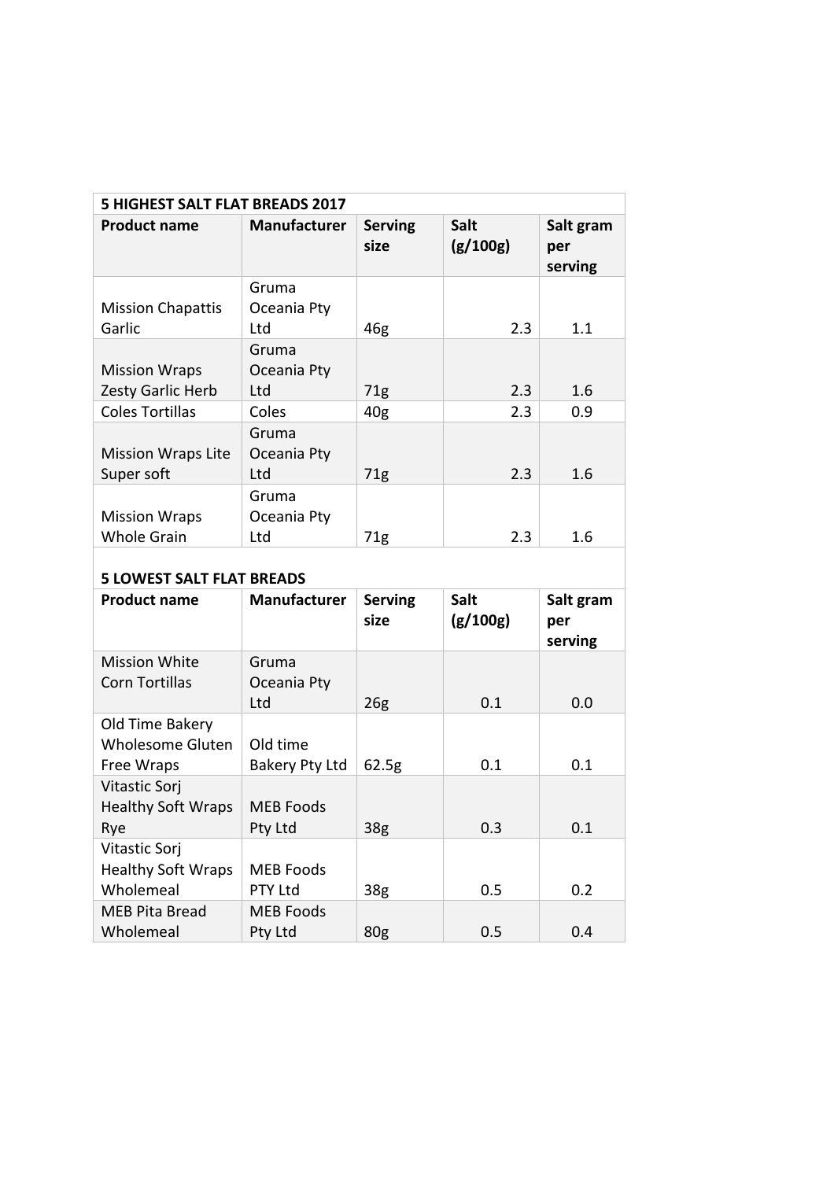| 5 HIGHEST SALT FLAT BREADS 2017 | | | | |
|---|---|---|---|---|
| **Product name** | **Manufacturer** | **Serving size** | **Salt (g/100g)** | **Salt gram per serving** |
| Mission Chapattis Garlic | Gruma Oceania Pty Ltd | 46g | 2.3 | 1.1 |
| Mission Wraps Zesty Garlic Herb | Gruma Oceania Pty Ltd | 71g | 2.3 | 1.6 |
| Coles Tortillas | Coles | 40g | 2.3 | 0.9 |
| Mission Wraps Lite Super soft | Gruma Oceania Pty Ltd | 71g | 2.3 | 1.6 |
| Mission Wraps Whole Grain | Gruma Oceania Pty Ltd | 71g | 2.3 | 1.6 |

| 5 LOWEST SALT FLAT BREADS | | | | |
|---|---|---|---|---|
| **Product name** | **Manufacturer** | **Serving size** | **Salt (g/100g)** | **Salt gram per serving** |
| Mission White Corn Tortillas | Gruma Oceania Pty Ltd | 26g | 0.1 | 0.0 |
| Old Time Bakery Wholesome Gluten Free Wraps | Old time Bakery Pty Ltd | 62.5g | 0.1 | 0.1 |
| Vitastic Sorj Healthy Soft Wraps Rye | MEB Foods Pty Ltd | 38g | 0.3 | 0.1 |
| Vitastic Sorj Healthy Soft Wraps Wholemeal | MEB Foods PTY Ltd | 38g | 0.5 | 0.2 |
| MEB Pita Bread Wholemeal | MEB Foods Pty Ltd | 80g | 0.5 | 0.4 |